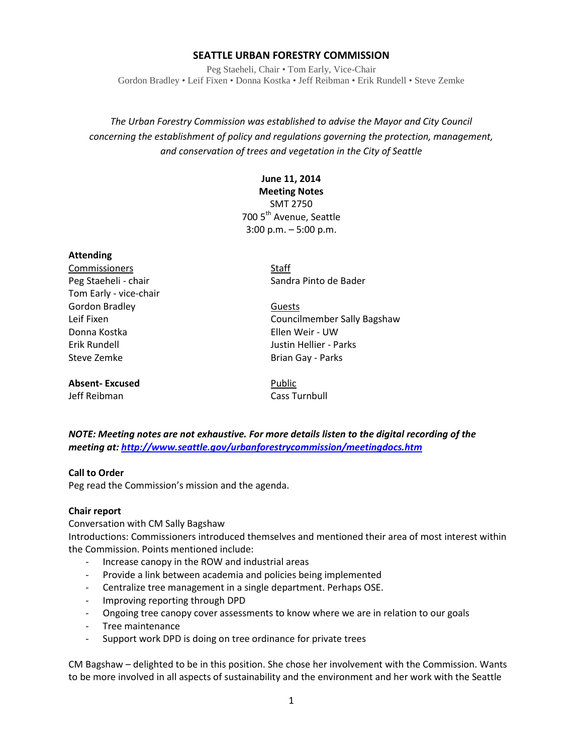# SEATTLE URBAN FORESTRY COMMISSION

Peg Staeheli, Chair • Tom Early, Vice-Chair
Gordon Bradley • Leif Fixen • Donna Kostka • Jeff Reibman • Erik Rundell • Steve Zemke

*The Urban Forestry Commission was established to advise the Mayor and City Council concerning the establishment of policy and regulations governing the protection, management, and conservation of trees and vegetation in the City of Seattle*

**June 11, 2014**
**Meeting Notes**
SMT 2750
700 5th Avenue, Seattle
3:00 p.m. – 5:00 p.m.

**Attending**

Commissioners
Peg Staeheli - chair
Tom Early - vice-chair
Gordon Bradley
Leif Fixen
Donna Kostka
Erik Rundell
Steve Zemke

**Absent- Excused**
Jeff Reibman

Staff
Sandra Pinto de Bader

Guests
Councilmember Sally Bagshaw
Ellen Weir - UW
Justin Hellier - Parks
Brian Gay - Parks

Public
Cass Turnbull

***NOTE: Meeting notes are not exhaustive. For more details listen to the digital recording of the meeting at: http://www.seattle.gov/urbanforestrycommission/meetingdocs.htm***

**Call to Order**
Peg read the Commission's mission and the agenda.

**Chair report**
Conversation with CM Sally Bagshaw
Introductions: Commissioners introduced themselves and mentioned their area of most interest within the Commission. Points mentioned include:

- Increase canopy in the ROW and industrial areas
- Provide a link between academia and policies being implemented
- Centralize tree management in a single department. Perhaps OSE.
- Improving reporting through DPD
- Ongoing tree canopy cover assessments to know where we are in relation to our goals
- Tree maintenance
- Support work DPD is doing on tree ordinance for private trees

CM Bagshaw – delighted to be in this position. She chose her involvement with the Commission. Wants to be more involved in all aspects of sustainability and the environment and her work with the Seattle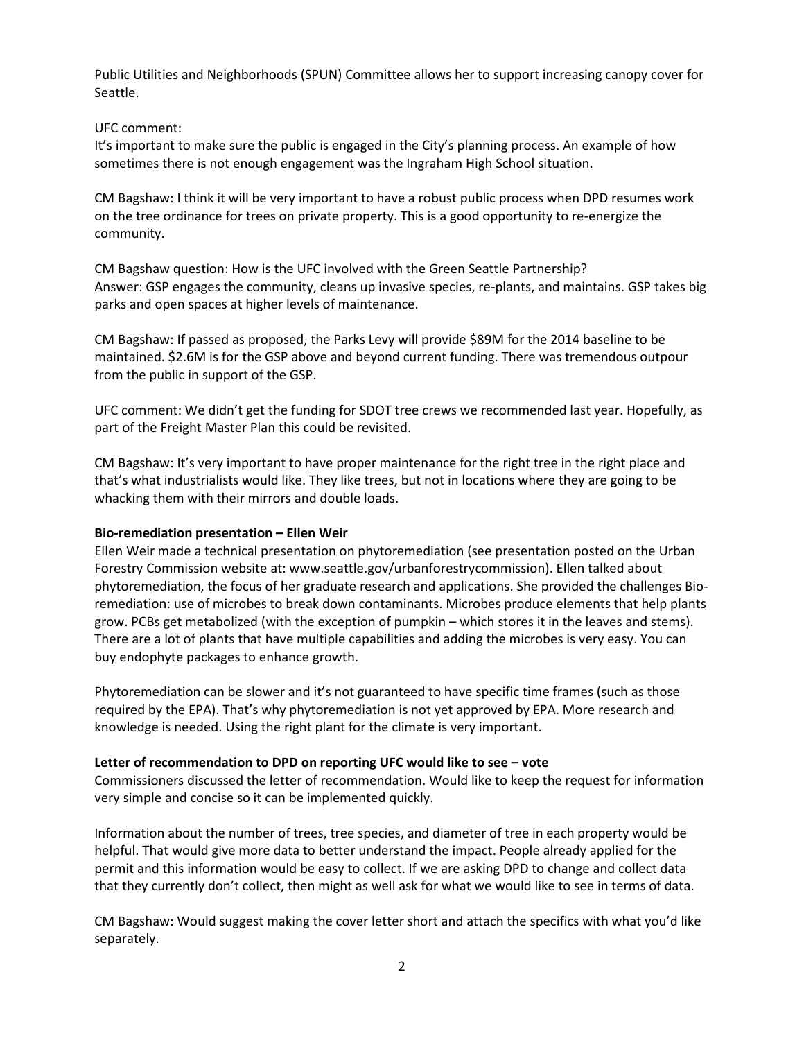Public Utilities and Neighborhoods (SPUN) Committee allows her to support increasing canopy cover for Seattle.

UFC comment:
It's important to make sure the public is engaged in the City's planning process. An example of how sometimes there is not enough engagement was the Ingraham High School situation.

CM Bagshaw: I think it will be very important to have a robust public process when DPD resumes work on the tree ordinance for trees on private property. This is a good opportunity to re-energize the community.

CM Bagshaw question: How is the UFC involved with the Green Seattle Partnership?
Answer: GSP engages the community, cleans up invasive species, re-plants, and maintains. GSP takes big parks and open spaces at higher levels of maintenance.

CM Bagshaw: If passed as proposed, the Parks Levy will provide $89M for the 2014 baseline to be maintained. $2.6M is for the GSP above and beyond current funding. There was tremendous outpour from the public in support of the GSP.

UFC comment: We didn't get the funding for SDOT tree crews we recommended last year. Hopefully, as part of the Freight Master Plan this could be revisited.

CM Bagshaw: It's very important to have proper maintenance for the right tree in the right place and that's what industrialists would like. They like trees, but not in locations where they are going to be whacking them with their mirrors and double loads.

**Bio-remediation presentation – Ellen Weir**
Ellen Weir made a technical presentation on phytoremediation (see presentation posted on the Urban Forestry Commission website at: www.seattle.gov/urbanforestrycommission). Ellen talked about phytoremediation, the focus of her graduate research and applications. She provided the challenges Bio-remediation: use of microbes to break down contaminants. Microbes produce elements that help plants grow. PCBs get metabolized (with the exception of pumpkin – which stores it in the leaves and stems). There are a lot of plants that have multiple capabilities and adding the microbes is very easy. You can buy endophyte packages to enhance growth.

Phytoremediation can be slower and it's not guaranteed to have specific time frames (such as those required by the EPA). That's why phytoremediation is not yet approved by EPA. More research and knowledge is needed. Using the right plant for the climate is very important.

**Letter of recommendation to DPD on reporting UFC would like to see – vote**
Commissioners discussed the letter of recommendation. Would like to keep the request for information very simple and concise so it can be implemented quickly.

Information about the number of trees, tree species, and diameter of tree in each property would be helpful. That would give more data to better understand the impact. People already applied for the permit and this information would be easy to collect. If we are asking DPD to change and collect data that they currently don't collect, then might as well ask for what we would like to see in terms of data.

CM Bagshaw: Would suggest making the cover letter short and attach the specifics with what you'd like separately.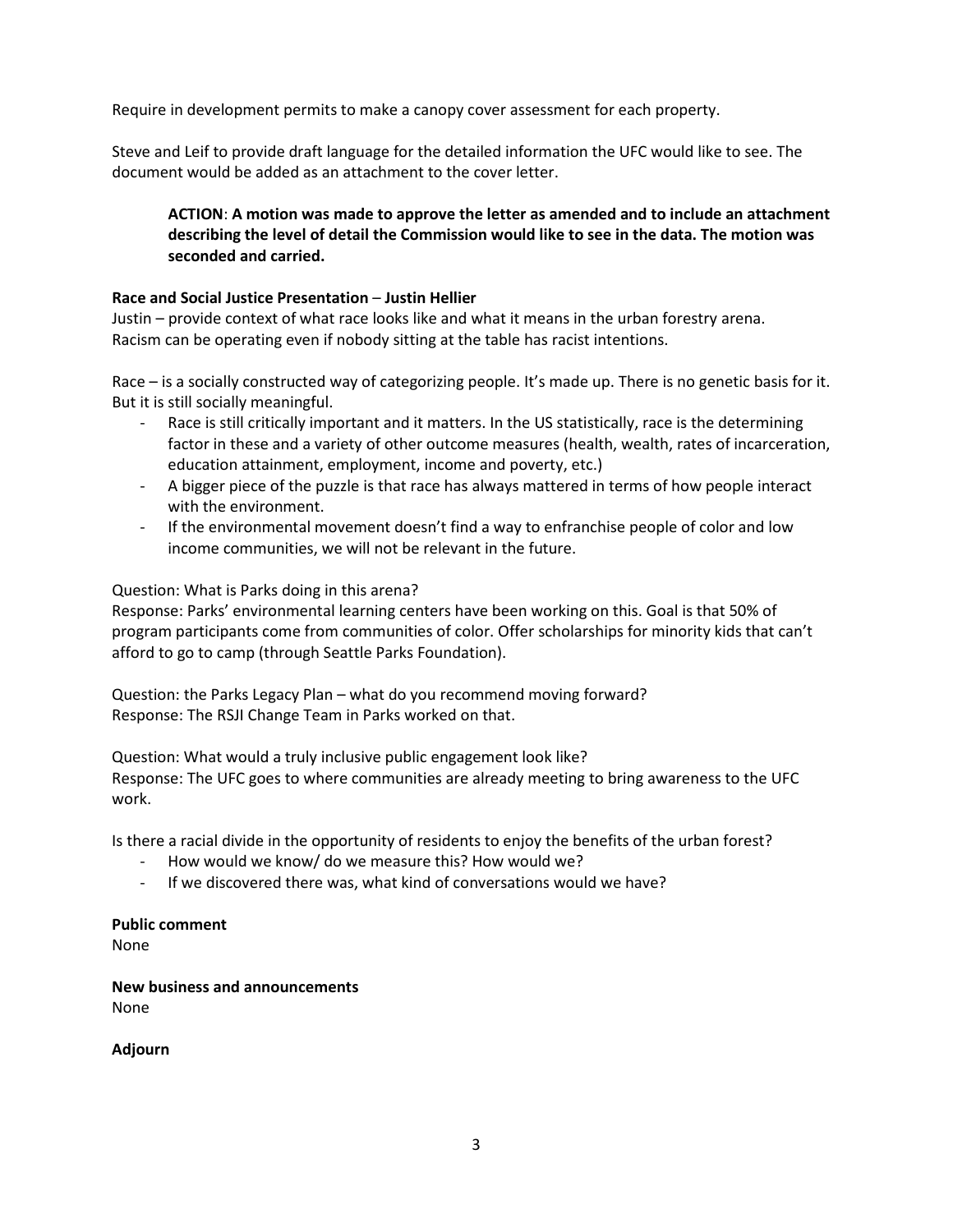Require in development permits to make a canopy cover assessment for each property.

Steve and Leif to provide draft language for the detailed information the UFC would like to see. The document would be added as an attachment to the cover letter.

> **ACTION**: **A motion was made to approve the letter as amended and to include an attachment describing the level of detail the Commission would like to see in the data. The motion was seconded and carried.**

**Race and Social Justice Presentation** – **Justin Hellier**
Justin – provide context of what race looks like and what it means in the urban forestry arena. Racism can be operating even if nobody sitting at the table has racist intentions.

Race – is a socially constructed way of categorizing people. It's made up. There is no genetic basis for it. But it is still socially meaningful.

- Race is still critically important and it matters. In the US statistically, race is the determining factor in these and a variety of other outcome measures (health, wealth, rates of incarceration, education attainment, employment, income and poverty, etc.)
- A bigger piece of the puzzle is that race has always mattered in terms of how people interact with the environment.
- If the environmental movement doesn't find a way to enfranchise people of color and low income communities, we will not be relevant in the future.

Question: What is Parks doing in this arena?
Response: Parks' environmental learning centers have been working on this. Goal is that 50% of program participants come from communities of color. Offer scholarships for minority kids that can't afford to go to camp (through Seattle Parks Foundation).

Question: the Parks Legacy Plan – what do you recommend moving forward?
Response: The RSJI Change Team in Parks worked on that.

Question: What would a truly inclusive public engagement look like?
Response: The UFC goes to where communities are already meeting to bring awareness to the UFC work.

Is there a racial divide in the opportunity of residents to enjoy the benefits of the urban forest?

- How would we know/ do we measure this? How would we?
- If we discovered there was, what kind of conversations would we have?

**Public comment**
None

**New business and announcements**
None

**Adjourn**